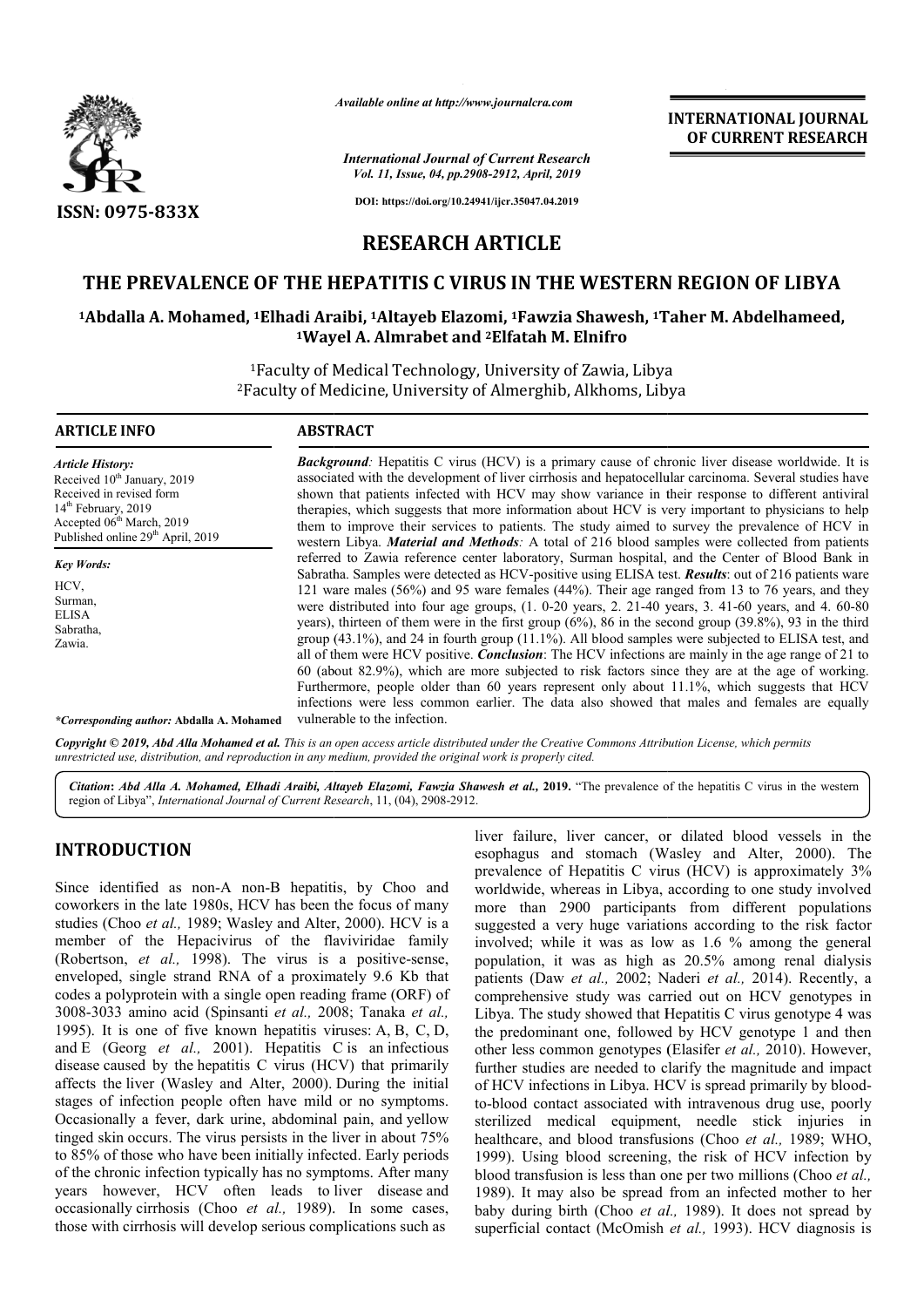*Available online at http://www.journalcra.com*

*International Journal of Current Research*
*Vol. 11, Issue, 04, pp.2908-2912, April, 2019*

**DOI: https://doi.org/10.24941/ijcr.35047.04.2019**

**INTERNATIONAL JOURNAL OF CURRENT RESEARCH**

**ISSN: 0975-833X**

# RESEARCH ARTICLE

# THE PREVALENCE OF THE HEPATITIS C VIRUS IN THE WESTERN REGION OF LIBYA

**[1]Abdalla A. Mohamed, [1]Elhadi Araibi, [1]Altayeb Elazomi, [1]Fawzia Shawesh, [1]Taher M. Abdelhameed, [1]Wayel A. Almrabet and [2]Elfatah M. Elnifro**

[1]Faculty of Medical Technology, University of Zawia, Libya
[2]Faculty of Medicine, University of Almerghib, Alkhoms, Libya

## ARTICLE INFO

*Article History:*
Received 10th January, 2019
Received in revised form
14th February, 2019
Accepted 06th March, 2019
Published online 29th April, 2019

*Key Words:*
HCV,
Surman,
ELISA
Sabratha,
Zawia.

*\*Corresponding author: Abdalla A. Mohamed*

## ABSTRACT

***Background**:* Hepatitis C virus (HCV) is a primary cause of chronic liver disease worldwide. It is associated with the development of liver cirrhosis and hepatocellular carcinoma. Several studies have shown that patients infected with HCV may show variance in their response to different antiviral therapies, which suggests that more information about HCV is very important to physicians to help them to improve their services to patients. The study aimed to survey the prevalence of HCV in western Libya. ***Material and Methods**:* A total of 216 blood samples were collected from patients referred to Zawia reference center laboratory, Surman hospital, and the Center of Blood Bank in Sabratha. Samples were detected as HCV-positive using ELISA test. ***Results***: out of 216 patients ware 121 ware males (56%) and 95 ware females (44%). Their age ranged from 13 to 76 years, and they were distributed into four age groups, (1. 0-20 years, 2. 21-40 years, 3. 41-60 years, and 4. 60-80 years), thirteen of them were in the first group (6%), 86 in the second group (39.8%), 93 in the third group (43.1%), and 24 in fourth group (11.1%). All blood samples were subjected to ELISA test, and all of them were HCV positive. ***Conclusion***: The HCV infections are mainly in the age range of 21 to 60 (about 82.9%), which are more subjected to risk factors since they are at the age of working. Furthermore, people older than 60 years represent only about 11.1%, which suggests that HCV infections were less common earlier. The data also showed that males and females are equally vulnerable to the infection.

*Copyright © 2019, Abd Alla Mohamed et al. This is an open access article distributed under the Creative Commons Attribution License, which permits unrestricted use, distribution, and reproduction in any medium, provided the original work is properly cited.*

**Citation: Abd Alla A. Mohamed, Elhadi Araibi, Altayeb Elazomi, Fawzia Shawesh et al., 2019.** "The prevalence of the hepatitis C virus in the western region of Libya", *International Journal of Current Research*, 11, (04), 2908-2912.

## INTRODUCTION

Since identified as non-A non-B hepatitis, by Choo and coworkers in the late 1980s, HCV has been the focus of many studies (Choo *et al.,* 1989; Wasley and Alter, 2000). HCV is a member of the Hepacivirus of the flaviviridae family (Robertson, *et al.,* 1998). The virus is a positive-sense, enveloped, single strand RNA of a proximately 9.6 Kb that codes a polyprotein with a single open reading frame (ORF) of 3008-3033 amino acid (Spinsanti *et al.,* 2008; Tanaka *et al.,* 1995). It is one of five known hepatitis viruses: A, B, C, D, and E (Georg *et al.,* 2001). Hepatitis C is an infectious disease caused by the hepatitis C virus (HCV) that primarily affects the liver (Wasley and Alter, 2000). During the initial stages of infection people often have mild or no symptoms. Occasionally a fever, dark urine, abdominal pain, and yellow tinged skin occurs. The virus persists in the liver in about 75% to 85% of those who have been initially infected. Early periods of the chronic infection typically has no symptoms. After many years however, HCV often leads to liver disease and occasionally cirrhosis (Choo *et al.,* 1989). In some cases, those with cirrhosis will develop serious complications such as liver failure, liver cancer, or dilated blood vessels in the esophagus and stomach (Wasley and Alter, 2000). The prevalence of Hepatitis C virus (HCV) is approximately 3% worldwide, whereas in Libya, according to one study involved more than 2900 participants from different populations suggested a very huge variations according to the risk factor involved; while it was as low as 1.6 % among the general population, it was as high as 20.5% among renal dialysis patients (Daw *et al.,* 2002; Naderi *et al.,* 2014). Recently, a comprehensive study was carried out on HCV genotypes in Libya. The study showed that Hepatitis C virus genotype 4 was the predominant one, followed by HCV genotype 1 and then other less common genotypes (Elasifer *et al.,* 2010). However, further studies are needed to clarify the magnitude and impact of HCV infections in Libya. HCV is spread primarily by blood-to-blood contact associated with intravenous drug use, poorly sterilized medical equipment, needle stick injuries in healthcare, and blood transfusions (Choo *et al.,* 1989; WHO, 1999). Using blood screening, the risk of HCV infection by blood transfusion is less than one per two millions (Choo *et al.,* 1989). It may also be spread from an infected mother to her baby during birth (Choo *et al.,* 1989). It does not spread by superficial contact (McOmish *et al.,* 1993). HCV diagnosis is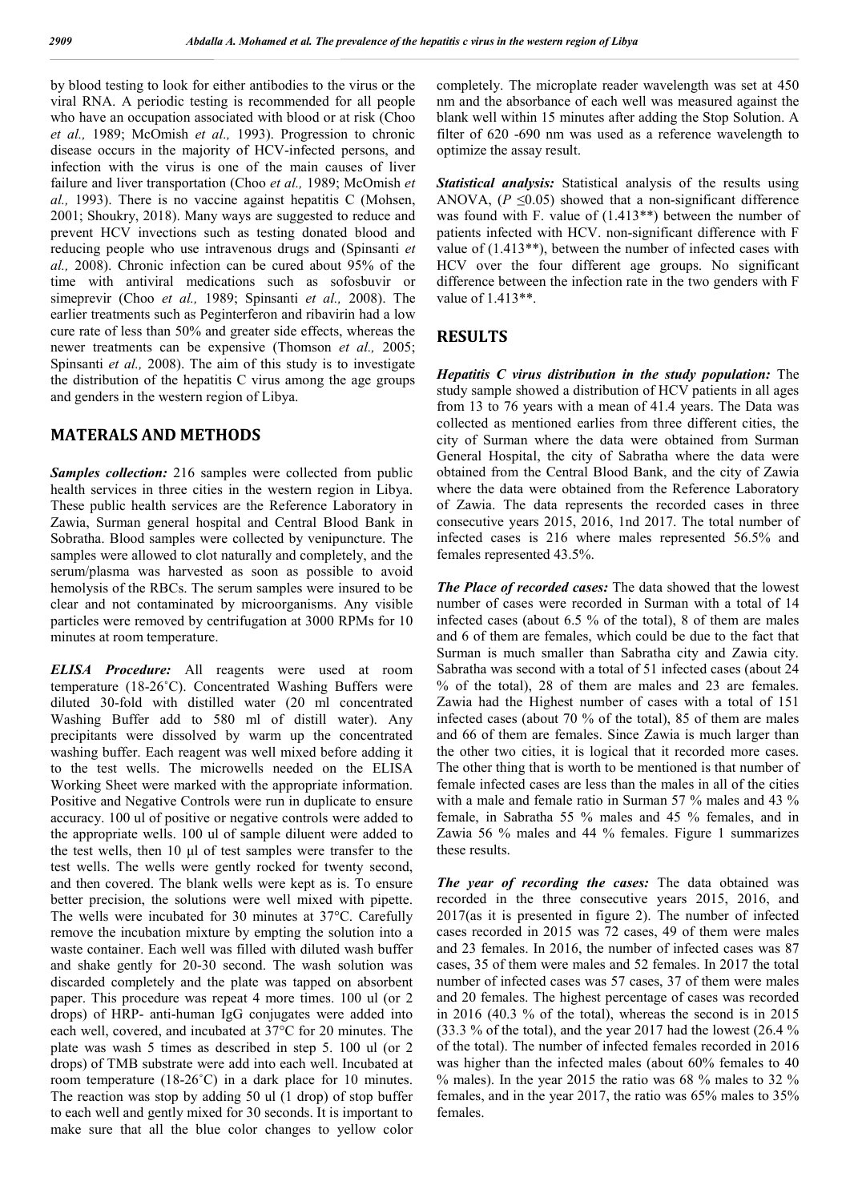by blood testing to look for either antibodies to the virus or the viral RNA. A periodic testing is recommended for all people who have an occupation associated with blood or at risk (Choo *et al.,* 1989; McOmish *et al.,* 1993). Progression to chronic disease occurs in the majority of HCV-infected persons, and infection with the virus is one of the main causes of liver failure and liver transportation (Choo *et al.,* 1989; McOmish *et al.,* 1993). There is no vaccine against hepatitis C (Mohsen, 2001; Shoukry, 2018). Many ways are suggested to reduce and prevent HCV invections such as testing donated blood and reducing people who use intravenous drugs and (Spinsanti *et al.,* 2008). Chronic infection can be cured about 95% of the time with antiviral medications such as sofosbuvir or simeprevir (Choo *et al.,* 1989; Spinsanti *et al.,* 2008). The earlier treatments such as Peginterferon and ribavirin had a low cure rate of less than 50% and greater side effects, whereas the newer treatments can be expensive (Thomson *et al.,* 2005; Spinsanti *et al.,* 2008). The aim of this study is to investigate the distribution of the hepatitis C virus among the age groups and genders in the western region of Libya.

## MATERALS AND METHODS

***Samples collection:*** 216 samples were collected from public health services in three cities in the western region in Libya. These public health services are the Reference Laboratory in Zawia, Surman general hospital and Central Blood Bank in Sobratha. Blood samples were collected by venipuncture. The samples were allowed to clot naturally and completely, and the serum/plasma was harvested as soon as possible to avoid hemolysis of the RBCs. The serum samples were insured to be clear and not contaminated by microorganisms. Any visible particles were removed by centrifugation at 3000 RPMs for 10 minutes at room temperature.

***ELISA Procedure:*** All reagents were used at room temperature (18-26˚C). Concentrated Washing Buffers were diluted 30-fold with distilled water (20 ml concentrated Washing Buffer add to 580 ml of distill water). Any precipitants were dissolved by warm up the concentrated washing buffer. Each reagent was well mixed before adding it to the test wells. The microwells needed on the ELISA Working Sheet were marked with the appropriate information. Positive and Negative Controls were run in duplicate to ensure accuracy. 100 ul of positive or negative controls were added to the appropriate wells. 100 ul of sample diluent were added to the test wells, then 10 μl of test samples were transfer to the test wells. The wells were gently rocked for twenty second, and then covered. The blank wells were kept as is. To ensure better precision, the solutions were well mixed with pipette. The wells were incubated for 30 minutes at 37°C. Carefully remove the incubation mixture by empting the solution into a waste container. Each well was filled with diluted wash buffer and shake gently for 20-30 second. The wash solution was discarded completely and the plate was tapped on absorbent paper. This procedure was repeat 4 more times. 100 ul (or 2 drops) of HRP- anti-human IgG conjugates were added into each well, covered, and incubated at 37°C for 20 minutes. The plate was wash 5 times as described in step 5. 100 ul (or 2 drops) of TMB substrate were add into each well. Incubated at room temperature (18-26˚C) in a dark place for 10 minutes. The reaction was stop by adding 50 ul (1 drop) of stop buffer to each well and gently mixed for 30 seconds. It is important to make sure that all the blue color changes to yellow color completely. The microplate reader wavelength was set at 450 nm and the absorbance of each well was measured against the blank well within 15 minutes after adding the Stop Solution. A filter of 620 -690 nm was used as a reference wavelength to optimize the assay result.

***Statistical analysis:*** Statistical analysis of the results using ANOVA, ($P \leq 0.05$) showed that a non-significant difference was found with F. value of (1.413**) between the number of patients infected with HCV. non-significant difference with F value of (1.413**), between the number of infected cases with HCV over the four different age groups. No significant difference between the infection rate in the two genders with F value of 1.413**.

## RESULTS

***Hepatitis C virus distribution in the study population:*** The study sample showed a distribution of HCV patients in all ages from 13 to 76 years with a mean of 41.4 years. The Data was collected as mentioned earlies from three different cities, the city of Surman where the data were obtained from Surman General Hospital, the city of Sabratha where the data were obtained from the Central Blood Bank, and the city of Zawia where the data were obtained from the Reference Laboratory of Zawia. The data represents the recorded cases in three consecutive years 2015, 2016, 1nd 2017. The total number of infected cases is 216 where males represented 56.5% and females represented 43.5%.

***The Place of recorded cases:*** The data showed that the lowest number of cases were recorded in Surman with a total of 14 infected cases (about 6.5 % of the total), 8 of them are males and 6 of them are females, which could be due to the fact that Surman is much smaller than Sabratha city and Zawia city. Sabratha was second with a total of 51 infected cases (about 24 % of the total), 28 of them are males and 23 are females. Zawia had the Highest number of cases with a total of 151 infected cases (about 70 % of the total), 85 of them are males and 66 of them are females. Since Zawia is much larger than the other two cities, it is logical that it recorded more cases. The other thing that is worth to be mentioned is that number of female infected cases are less than the males in all of the cities with a male and female ratio in Surman 57 % males and 43 % female, in Sabratha 55 % males and 45 % females, and in Zawia 56 % males and 44 % females. Figure 1 summarizes these results.

***The year of recording the cases:*** The data obtained was recorded in the three consecutive years 2015, 2016, and 2017(as it is presented in figure 2). The number of infected cases recorded in 2015 was 72 cases, 49 of them were males and 23 females. In 2016, the number of infected cases was 87 cases, 35 of them were males and 52 females. In 2017 the total number of infected cases was 57 cases, 37 of them were males and 20 females. The highest percentage of cases was recorded in 2016 (40.3 % of the total), whereas the second is in 2015 (33.3 % of the total), and the year 2017 had the lowest (26.4 % of the total). The number of infected females recorded in 2016 was higher than the infected males (about 60% females to 40 % males). In the year 2015 the ratio was 68 % males to 32 % females, and in the year 2017, the ratio was 65% males to 35% females.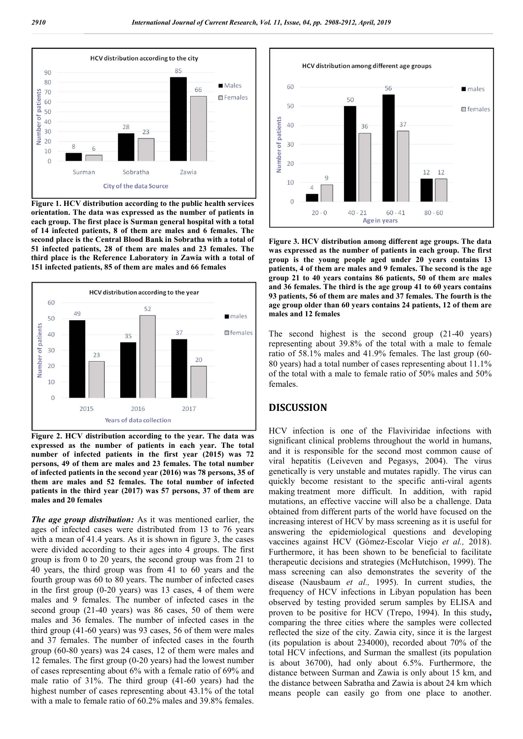**Figure 1. HCV distribution according to the public health services orientation. The data was expressed as the number of patients in each group. The first place is Surman general hospital with a total of 14 infected patients, 8 of them are males and 6 females. The second place is the Central Blood Bank in Sobratha with a total of 51 infected patients, 28 of them are males and 23 females. The third place is the Reference Laboratory in Zawia with a total of 151 infected patients, 85 of them are males and 66 females**

**Figure 2. HCV distribution according to the year. The data was expressed as the number of patients in each year. The total number of infected patients in the first year (2015) was 72 persons, 49 of them are males and 23 females. The total number of infected patients in the second year (2016) was 78 persons, 35 of them are males and 52 females. The total number of infected patients in the third year (2017) was 57 persons, 37 of them are males and 20 females**

***The age group distribution:*** As it was mentioned earlier, the ages of infected cases were distributed from 13 to 76 years with a mean of 41.4 years. As it is shown in figure 3, the cases were divided according to their ages into 4 groups. The first group is from 0 to 20 years, the second group was from 21 to 40 years, the third group was from 41 to 60 years and the fourth group was 60 to 80 years. The number of infected cases in the first group (0-20 years) was 13 cases, 4 of them were males and 9 females. The number of infected cases in the second group (21-40 years) was 86 cases, 50 of them were males and 36 females. The number of infected cases in the third group (41-60 years) was 93 cases, 56 of them were males and 37 females. The number of infected cases in the fourth group (60-80 years) was 24 cases, 12 of them were males and 12 females. The first group (0-20 years) had the lowest number of cases representing about 6% with a female ratio of 69% and male ratio of 31%. The third group (41-60 years) had the highest number of cases representing about 43.1% of the total with a male to female ratio of 60.2% males and 39.8% females.

**Figure 3. HCV distribution among different age groups. The data was expressed as the number of patients in each group. The first group is the young people aged under 20 years contains 13 patients, 4 of them are males and 9 females. The second is the age group 21 to 40 years contains 86 patients, 50 of them are males and 36 females. The third is the age group 41 to 60 years contains 93 patients, 56 of them are males and 37 females. The fourth is the age group older than 60 years contains 24 patients, 12 of them are males and 12 females**

The second highest is the second group (21-40 years) representing about 39.8% of the total with a male to female ratio of 58.1% males and 41.9% females. The last group (60-80 years) had a total number of cases representing about 11.1% of the total with a male to female ratio of 50% males and 50% females.

## DISCUSSION

HCV infection is one of the Flaviviridae infections with significant clinical problems throughout the world in humans, and it is responsible for the second most common cause of viral hepatitis (Leiveven and Pegasys, 2004). The virus genetically is very unstable and mutates rapidly. The virus can quickly become resistant to the specific anti-viral agents making treatment more difficult. In addition, with rapid mutations, an effective vaccine will also be a challenge. Data obtained from different parts of the world have focused on the increasing interest of HCV by mass screening as it is useful for answering the epidemiological questions and developing vaccines against HCV (Gómez-Escolar Viejo *et al.,* 2018). Furthermore, it has been shown to be beneficial to facilitate therapeutic decisions and strategies (McHutchison, 1999). The mass screening can also demonstrates the severity of the disease (Nausbaum *et al.,* 1995). In current studies, the frequency of HCV infections in Libyan population has been observed by testing provided serum samples by ELISA and proven to be positive for HCV (Trepo, 1994). In this study**,** comparing the three cities where the samples were collected reflected the size of the city. Zawia city, since it is the largest (its population is about 234000), recorded about 70% of the total HCV infections, and Surman the smallest (its population is about 36700), had only about 6.5%. Furthermore, the distance between Surman and Zawia is only about 15 km, and the distance between Sabratha and Zawia is about 24 km which means people can easily go from one place to another.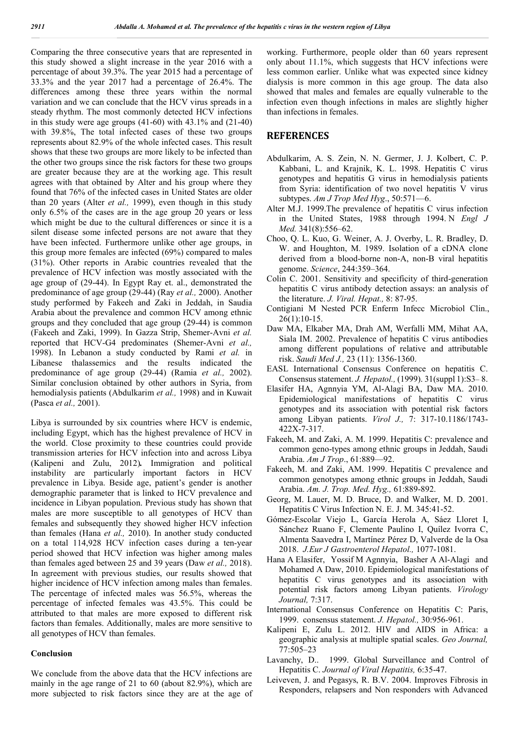Comparing the three consecutive years that are represented in this study showed a slight increase in the year 2016 with a percentage of about 39.3%. The year 2015 had a percentage of 33.3% and the year 2017 had a percentage of 26.4%. The differences among these three years within the normal variation and we can conclude that the HCV virus spreads in a steady rhythm. The most commonly detected HCV infections in this study were age groups (41-60) with 43.1% and (21-40) with 39.8%, The total infected cases of these two groups represents about 82.9% of the whole infected cases. This result shows that these two groups are more likely to be infected than the other two groups since the risk factors for these two groups are greater because they are at the working age. This result agrees with that obtained by Alter and his group where they found that 76% of the infected cases in United States are older than 20 years (Alter *et al.,* 1999), even though in this study only 6.5% of the cases are in the age group 20 years or less which might be due to the cultural differences or since it is a silent disease some infected persons are not aware that they have been infected. Furthermore unlike other age groups, in this group more females are infected (69%) compared to males (31%). Other reports in Arabic countries revealed that the prevalence of HCV infection was mostly associated with the age group of (29-44). In Egypt Ray et. al., demonstrated the predominance of age group (29-44) (Ray *et al.,* 2000). Another study performed by Fakeeh and Zaki in Jeddah, in Saudia Arabia about the prevalence and common HCV among ethnic groups and they concluded that age group (29-44) is common (Fakeeh and Zaki, 1999). In Gazza Strip, Shemer-Avni *et al.* reported that HCV-G4 predominates (Shemer-Avni *et al.,* 1998). In Lebanon a study conducted by Rami *et al.* in Libanese thalassemics and the results indicated the predominance of age group (29-44) (Ramia *et al.,* 2002). Similar conclusion obtained by other authors in Syria, from hemodialysis patients (Abdulkarim *et al.,* 1998) and in Kuwait (Pasca *et al.,* 2001).

Libya is surrounded by six countries where HCV is endemic, including Egypt, which has the highest prevalence of HCV in the world. Close proximity to these countries could provide transmission arteries for HCV infection into and across Libya (Kalipeni and Zulu, 2012)**.** Immigration and political instability are particularly important factors in HCV prevalence in Libya. Beside age, patient's gender is another demographic parameter that is linked to HCV prevalence and incidence in Libyan population. Previous study has shown that males are more susceptible to all genotypes of HCV than females and subsequently they showed higher HCV infection than females (Hana *et al.,* 2010). In another study conducted on a total 114,928 HCV infection cases during a ten-year period showed that HCV infection was higher among males than females aged between 25 and 39 years (Daw *et al.,* 2018). In agreement with previous studies, our results showed that higher incidence of HCV infection among males than females. The percentage of infected males was 56.5%, whereas the percentage of infected females was 43.5%. This could be attributed to that males are more exposed to different risk factors than females. Additionally, males are more sensitive to all genotypes of HCV than females.

### Conclusion

We conclude from the above data that the HCV infections are mainly in the age range of 21 to 60 (about 82.9%), which are more subjected to risk factors since they are at the age of working. Furthermore, people older than 60 years represent only about 11.1%, which suggests that HCV infections were less common earlier. Unlike what was expected since kidney dialysis is more common in this age group. The data also showed that males and females are equally vulnerable to the infection even though infections in males are slightly higher than infections in females.

## REFERENCES

Abdulkarim, A. S. Zein, N. N. Germer, J. J. Kolbert, C. P. Kabbani, L. and Krajnik, K. L. 1998. Hepatitis C virus genotypes and hepatitis G virus in hemodialysis patients from Syria: identification of two novel hepatitis V virus subtypes. *Am J Trop Med Hyg*., 50:571—6.

Alter M.J. 1999.The prevalence of hepatitis C virus infection in the United States, 1988 through 1994. N *Engl J Med.* 341(8):556–62.

Choo, Q. L. Kuo, G. Weiner, A. J. Overby, L. R. Bradley, D. W. and Houghton, M. 1989. Isolation of a cDNA clone derived from a blood-borne non-A, non-B viral hepatitis genome. *Science*, 244:359–364.

Colin C. 2001. Sensitivity and specificity of third-generation hepatitis C virus antibody detection assays: an analysis of the literature. *J. Viral. Hepat.,* 8: 87-95.

Contigiani M Nested PCR Enferm Infecc Microbiol Clin., 26(1):10-15.

Daw MA, Elkaber MA, Drah AM, Werfalli MM, Mihat AA, Siala IM. 2002. Prevalence of hepatitis C virus antibodies among different populations of relative and attributable risk. *Saudi Med J.,* 23 (11): 1356-1360.

EASL International Consensus Conference on hepatitis C. Consensus statement. *J. Hepatol.,* (1999). 31(suppl 1):S3– 8.

Elasifer HA, Agnnyia YM, Al-Alagi BA, Daw MA. 2010. Epidemiological manifestations of hepatitis C virus genotypes and its association with potential risk factors among Libyan patients. *Virol J.,* 7: 317-10.1186/1743-422X-7-317.

Fakeeh, M. and Zaki, A. M. 1999. Hepatitis C: prevalence and common geno-types among ethnic groups in Jeddah, Saudi Arabia. *Am J Trop*., 61:889—92.

Fakeeh, M. and Zaki, AM. 1999. Hepatitis C prevalence and common genotypes among ethnic groups in Jeddah, Saudi Arabia. *Am. J. Trop. Med. Hyg.,* 61:889-892.

Georg, M. Lauer, M. D. Bruce, D. and Walker, M. D. 2001. Hepatitis C Virus Infection N. E. J. M. 345:41-52.

Gómez-Escolar Viejo L, García Herola A, Sáez Lloret I, Sánchez Ruano F, Clemente Paulino I, Quílez Ivorra C, Almenta Saavedra I, Martínez Pérez D, Valverde de la Osa 2018. *J.Eur J Gastroenterol Hepatol.,* 1077-1081.

Hana A Elasifer, Yossif M Agnnyia, Basher A Al-Alagi and Mohamed A Daw, 2010. Epidemiological manifestations of hepatitis C virus genotypes and its association with potential risk factors among Libyan patients. *Virology Journal,* 7:317.

International Consensus Conference on Hepatitis C: Paris, 1999. consensus statement. *J. Hepatol.,* 30:956-961.

Kalipeni E, Zulu L. 2012. HIV and AIDS in Africa: a geographic analysis at multiple spatial scales. *Geo Journal,* 77:505–23

Lavanchy, D.. 1999. Global Surveillance and Control of Hepatitis C. *Journal of Viral Hepatitis,* 6:35-47.

Leiveven, J. and Pegasys, R. B.V. 2004. Improves Fibrosis in Responders, relapsers and Non responders with Advanced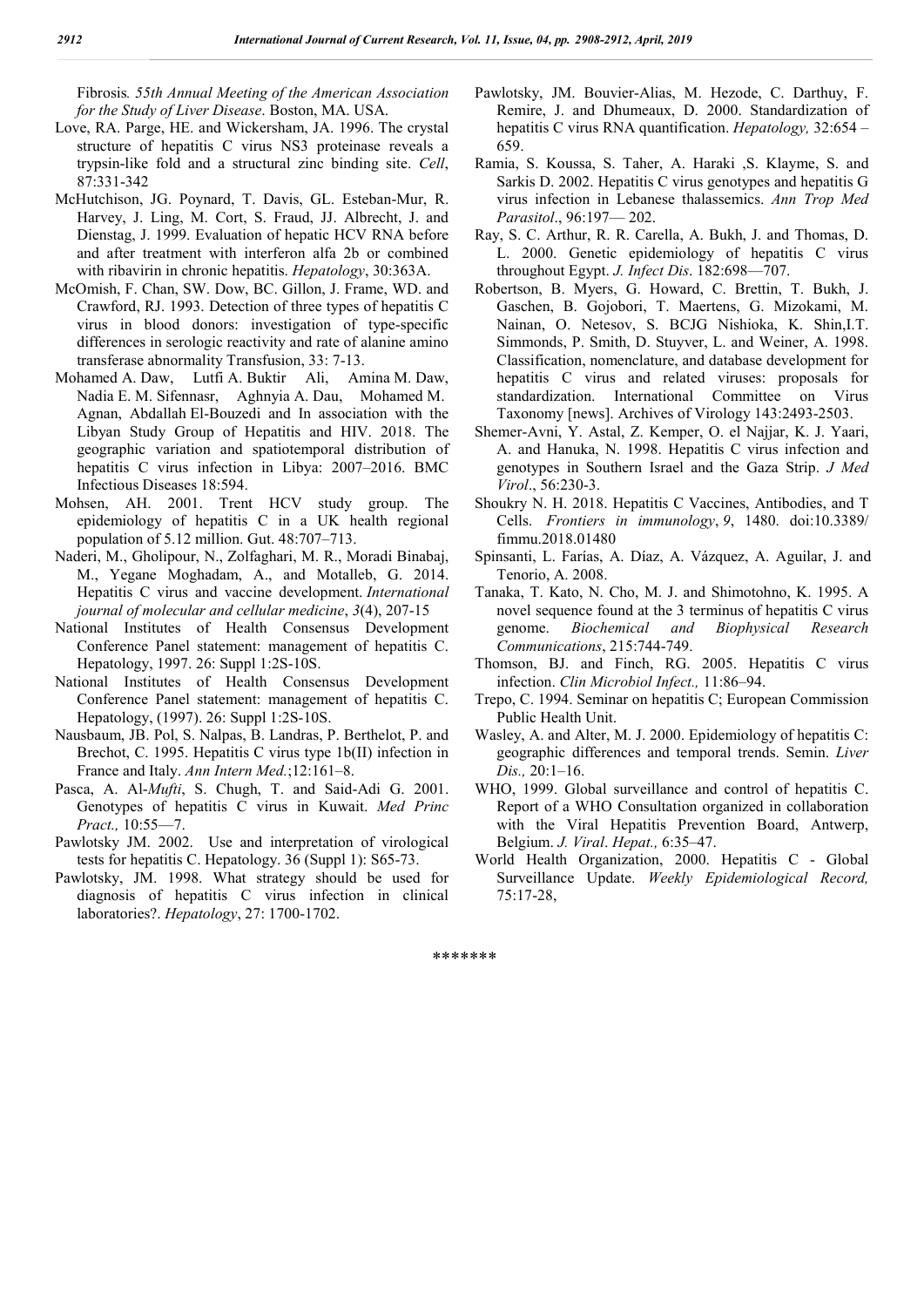Fibrosis*. 55th Annual Meeting of the American Association for the Study of Liver Disease*. Boston, MA. USA.

Love, RA. Parge, HE. and Wickersham, JA. 1996. The crystal structure of hepatitis C virus NS3 proteinase reveals a trypsin-like fold and a structural zinc binding site. *Cell*, 87:331-342

McHutchison, JG. Poynard, T. Davis, GL. Esteban-Mur, R. Harvey, J. Ling, M. Cort, S. Fraud, JJ. Albrecht, J. and Dienstag, J. 1999. Evaluation of hepatic HCV RNA before and after treatment with interferon alfa 2b or combined with ribavirin in chronic hepatitis. *Hepatology*, 30:363A.

McOmish, F. Chan, SW. Dow, BC. Gillon, J. Frame, WD. and Crawford, RJ. 1993. Detection of three types of hepatitis C virus in blood donors: investigation of type-specific differences in serologic reactivity and rate of alanine amino transferase abnormality Transfusion, 33: 7-13.

Mohamed A. Daw, Lutfi A. Buktir Ali, Amina M. Daw, Nadia E. M. Sifennasr, Aghnyia A. Dau, Mohamed M. Agnan, Abdallah El-Bouzedi and In association with the Libyan Study Group of Hepatitis and HIV. 2018. The geographic variation and spatiotemporal distribution of hepatitis C virus infection in Libya: 2007–2016. BMC Infectious Diseases 18:594.

Mohsen, AH. 2001. Trent HCV study group. The epidemiology of hepatitis C in a UK health regional population of 5.12 million. Gut. 48:707–713.

Naderi, M., Gholipour, N., Zolfaghari, M. R., Moradi Binabaj, M., Yegane Moghadam, A., and Motalleb, G. 2014. Hepatitis C virus and vaccine development. *International journal of molecular and cellular medicine*, *3*(4), 207-15

National Institutes of Health Consensus Development Conference Panel statement: management of hepatitis C. Hepatology, 1997. 26: Suppl 1:2S-10S.

National Institutes of Health Consensus Development Conference Panel statement: management of hepatitis C. Hepatology, (1997). 26: Suppl 1:2S-10S.

Nausbaum, JB. Pol, S. Nalpas, B. Landras, P. Berthelot, P. and Brechot, C. 1995. Hepatitis C virus type 1b(II) infection in France and Italy. *Ann Intern Med.*;12:161–8.

Pasca, A. Al-*Mufti*, S. Chugh, T. and Said-Adi G. 2001. Genotypes of hepatitis C virus in Kuwait. *Med Princ Pract.,* 10:55—7.

Pawlotsky JM. 2002. Use and interpretation of virological tests for hepatitis C. Hepatology. 36 (Suppl 1): S65-73.

Pawlotsky, JM. 1998. What strategy should be used for diagnosis of hepatitis C virus infection in clinical laboratories?. *Hepatology*, 27: 1700-1702.

Pawlotsky, JM. Bouvier-Alias, M. Hezode, C. Darthuy, F. Remire, J. and Dhumeaux, D. 2000. Standardization of hepatitis C virus RNA quantification. *Hepatology,* 32:654 – 659.

Ramia, S. Koussa, S. Taher, A. Haraki ,S. Klayme, S. and Sarkis D. 2002. Hepatitis C virus genotypes and hepatitis G virus infection in Lebanese thalassemics. *Ann Trop Med Parasitol*., 96:197— 202.

Ray, S. C. Arthur, R. R. Carella, A. Bukh, J. and Thomas, D. L. 2000. Genetic epidemiology of hepatitis C virus throughout Egypt. *J. Infect Dis*. 182:698—707.

Robertson, B. Myers, G. Howard, C. Brettin, T. Bukh, J. Gaschen, B. Gojobori, T. Maertens, G. Mizokami, M. Nainan, O. Netesov, S. BCJG Nishioka, K. Shin,I.T. Simmonds, P. Smith, D. Stuyver, L. and Weiner, A. 1998. Classification, nomenclature, and database development for hepatitis C virus and related viruses: proposals for standardization. International Committee on Virus Taxonomy [news]. Archives of Virology 143:2493-2503.

Shemer-Avni, Y. Astal, Z. Kemper, O. el Najjar, K. J. Yaari, A. and Hanuka, N. 1998. Hepatitis C virus infection and genotypes in Southern Israel and the Gaza Strip. *J Med Virol*., 56:230-3.

Shoukry N. H. 2018. Hepatitis C Vaccines, Antibodies, and T Cells. *Frontiers in immunology*, *9*, 1480. doi:10.3389/ fimmu.2018.01480

Spinsanti, L. Farías, A. Díaz, A. Vázquez, A. Aguilar, J. and Tenorio, A. 2008.

Tanaka, T. Kato, N. Cho, M. J. and Shimotohno, K. 1995. A novel sequence found at the 3 terminus of hepatitis C virus genome. *Biochemical and Biophysical Research Communications*, 215:744-749.

Thomson, BJ. and Finch, RG. 2005. Hepatitis C virus infection. *Clin Microbiol Infect.,* 11:86–94.

Trepo, C. 1994. Seminar on hepatitis C; European Commission Public Health Unit.

Wasley, A. and Alter, M. J. 2000. Epidemiology of hepatitis C: geographic differences and temporal trends. Semin. *Liver Dis.,* 20:1–16.

WHO, 1999. Global surveillance and control of hepatitis C. Report of a WHO Consultation organized in collaboration with the Viral Hepatitis Prevention Board, Antwerp, Belgium. *J. Viral*. *Hepat.,* 6:35–47.

World Health Organization, 2000. Hepatitis C - Global Surveillance Update. *Weekly Epidemiological Record,* 75:17-28,

\*\*\*\*\*\*\*